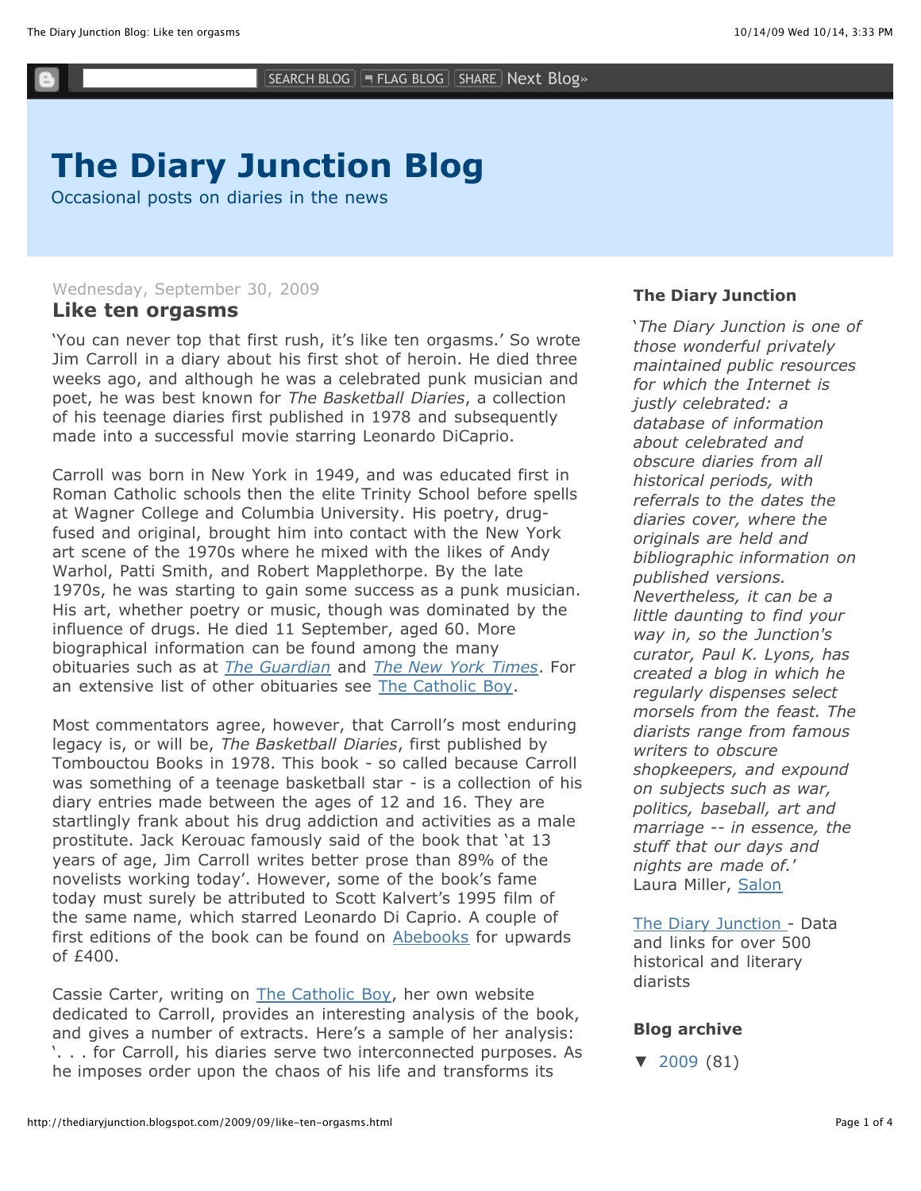# The Diary Junction Blog

Occasional posts on diaries in the news

Wednesday, September 30, 2009

## Like ten orgasms

'You can never top that first rush, it's like ten orgasms.' So wrote Jim Carroll in a diary about his first shot of heroin. He died three weeks ago, and although he was a celebrated punk musician and poet, he was best known for *The Basketball Diaries*, a collection of his teenage diaries first published in 1978 and subsequently made into a successful movie starring Leonardo DiCaprio.

Carroll was born in New York in 1949, and was educated first in Roman Catholic schools then the elite Trinity School before spells at Wagner College and Columbia University. His poetry, drug-fused and original, brought him into contact with the New York art scene of the 1970s where he mixed with the likes of Andy Warhol, Patti Smith, and Robert Mapplethorpe. By the late 1970s, he was starting to gain some success as a punk musician. His art, whether poetry or music, though was dominated by the influence of drugs. He died 11 September, aged 60. More biographical information can be found among the many obituaries such as at *The Guardian* and *The New York Times*. For an extensive list of other obituaries see The Catholic Boy.

Most commentators agree, however, that Carroll's most enduring legacy is, or will be, *The Basketball Diaries*, first published by Tombouctou Books in 1978. This book - so called because Carroll was something of a teenage basketball star - is a collection of his diary entries made between the ages of 12 and 16. They are startlingly frank about his drug addiction and activities as a male prostitute. Jack Kerouac famously said of the book that 'at 13 years of age, Jim Carroll writes better prose than 89% of the novelists working today'. However, some of the book's fame today must surely be attributed to Scott Kalvert's 1995 film of the same name, which starred Leonardo Di Caprio. A couple of first editions of the book can be found on Abebooks for upwards of £400.

Cassie Carter, writing on The Catholic Boy, her own website dedicated to Carroll, provides an interesting analysis of the book, and gives a number of extracts. Here's a sample of her analysis: '. . . for Carroll, his diaries serve two interconnected purposes. As he imposes order upon the chaos of his life and transforms its

### The Diary Junction

'*The Diary Junction is one of those wonderful privately maintained public resources for which the Internet is justly celebrated: a database of information about celebrated and obscure diaries from all historical periods, with referrals to the dates the diaries cover, where the originals are held and bibliographic information on published versions. Nevertheless, it can be a little daunting to find your way in, so the Junction's curator, Paul K. Lyons, has created a blog in which he regularly dispenses select morsels from the feast. The diarists range from famous writers to obscure shopkeepers, and expound on subjects such as war, politics, baseball, art and marriage -- in essence, the stuff that our days and nights are made of.*'
Laura Miller, Salon

The Diary Junction - Data and links for over 500 historical and literary diarists

### Blog archive

▼ 2009 (81)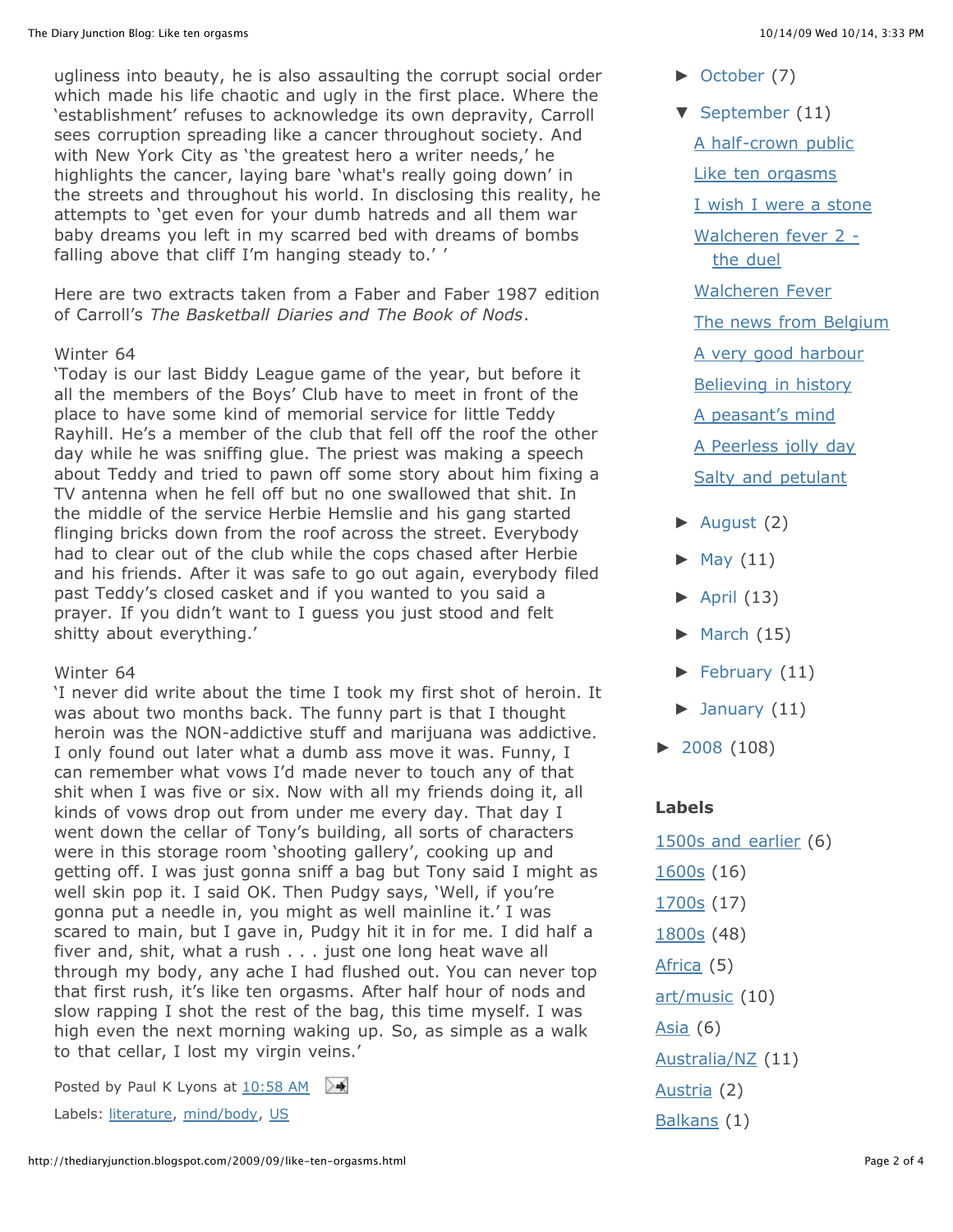ugliness into beauty, he is also assaulting the corrupt social order which made his life chaotic and ugly in the first place. Where the 'establishment' refuses to acknowledge its own depravity, Carroll sees corruption spreading like a cancer throughout society. And with New York City as 'the greatest hero a writer needs,' he highlights the cancer, laying bare 'what's really going down' in the streets and throughout his world. In disclosing this reality, he attempts to 'get even for your dumb hatreds and all them war baby dreams you left in my scarred bed with dreams of bombs falling above that cliff I'm hanging steady to.' '

Here are two extracts taken from a Faber and Faber 1987 edition of Carroll's *The Basketball Diaries and The Book of Nods*.

Winter 64
'Today is our last Biddy League game of the year, but before it all the members of the Boys' Club have to meet in front of the place to have some kind of memorial service for little Teddy Rayhill. He's a member of the club that fell off the roof the other day while he was sniffing glue. The priest was making a speech about Teddy and tried to pawn off some story about him fixing a TV antenna when he fell off but no one swallowed that shit. In the middle of the service Herbie Hemslie and his gang started flinging bricks down from the roof across the street. Everybody had to clear out of the club while the cops chased after Herbie and his friends. After it was safe to go out again, everybody filed past Teddy's closed casket and if you wanted to you said a prayer. If you didn't want to I guess you just stood and felt shitty about everything.'

Winter 64
'I never did write about the time I took my first shot of heroin. It was about two months back. The funny part is that I thought heroin was the NON-addictive stuff and marijuana was addictive. I only found out later what a dumb ass move it was. Funny, I can remember what vows I'd made never to touch any of that shit when I was five or six. Now with all my friends doing it, all kinds of vows drop out from under me every day. That day I went down the cellar of Tony's building, all sorts of characters were in this storage room 'shooting gallery', cooking up and getting off. I was just gonna sniff a bag but Tony said I might as well skin pop it. I said OK. Then Pudgy says, 'Well, if you're gonna put a needle in, you might as well mainline it.' I was scared to main, but I gave in, Pudgy hit it in for me. I did half a fiver and, shit, what a rush . . . just one long heat wave all through my body, any ache I had flushed out. You can never top that first rush, it's like ten orgasms. After half hour of nods and slow rapping I shot the rest of the bag, this time myself. I was high even the next morning waking up. So, as simple as a walk to that cellar, I lost my virgin veins.'

Posted by Paul K Lyons at 10:58 AM

Labels: literature, mind/body, US

- ► October (7)
- ▼ September (11)
  - A half-crown public
  - Like ten orgasms
  - I wish I were a stone
  - Walcheren fever 2 - the duel
  - Walcheren Fever
  - The news from Belgium
  - A very good harbour
  - Believing in history
  - A peasant's mind
  - A Peerless jolly day
  - Salty and petulant
- ► August (2)
- ► May (11)
- ► April (13)
- ► March (15)
- ► February (11)
- ► January (11)

► 2008 (108)

**Labels**

1500s and earlier (6)
1600s (16)
1700s (17)
1800s (48)
Africa (5)
art/music (10)
Asia (6)
Australia/NZ (11)
Austria (2)
Balkans (1)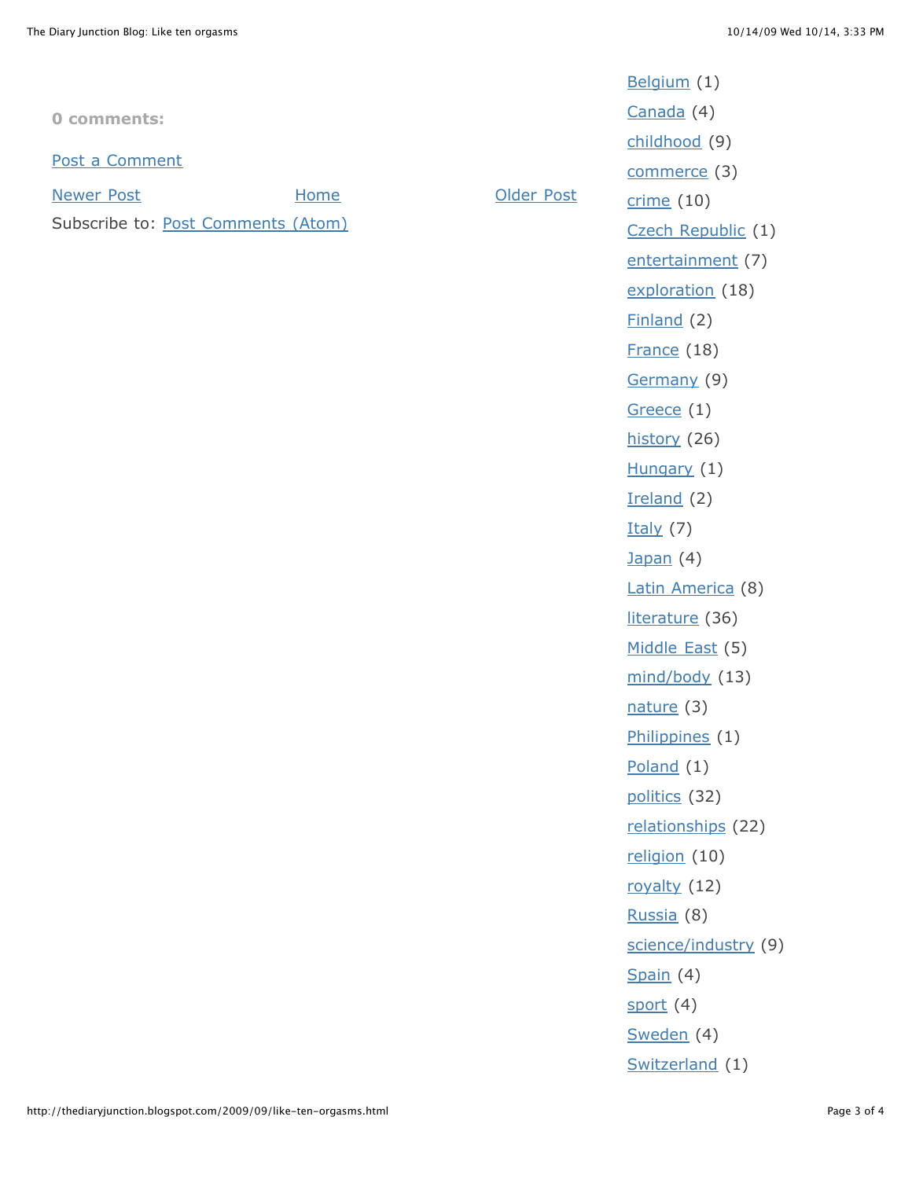**0 comments:**

Post a Comment

Newer Post Home Older Post

Subscribe to: Post Comments (Atom)

- Belgium (1)
- Canada (4)
- childhood (9)
- commerce (3)
- crime (10)
- Czech Republic (1)
- entertainment (7)
- exploration (18)
- Finland (2)
- France (18)
- Germany (9)
- Greece (1)
- history (26)
- Hungary (1)
- Ireland (2)
- Italy (7)
- Japan (4)
- Latin America (8)
- literature (36)
- Middle East (5)
- mind/body (13)
- nature (3)
- Philippines (1)
- Poland (1)
- politics (32)
- relationships (22)
- religion (10)
- royalty (12)
- Russia (8)
- science/industry (9)
- Spain (4)
- sport (4)
- Sweden (4)
- Switzerland (1)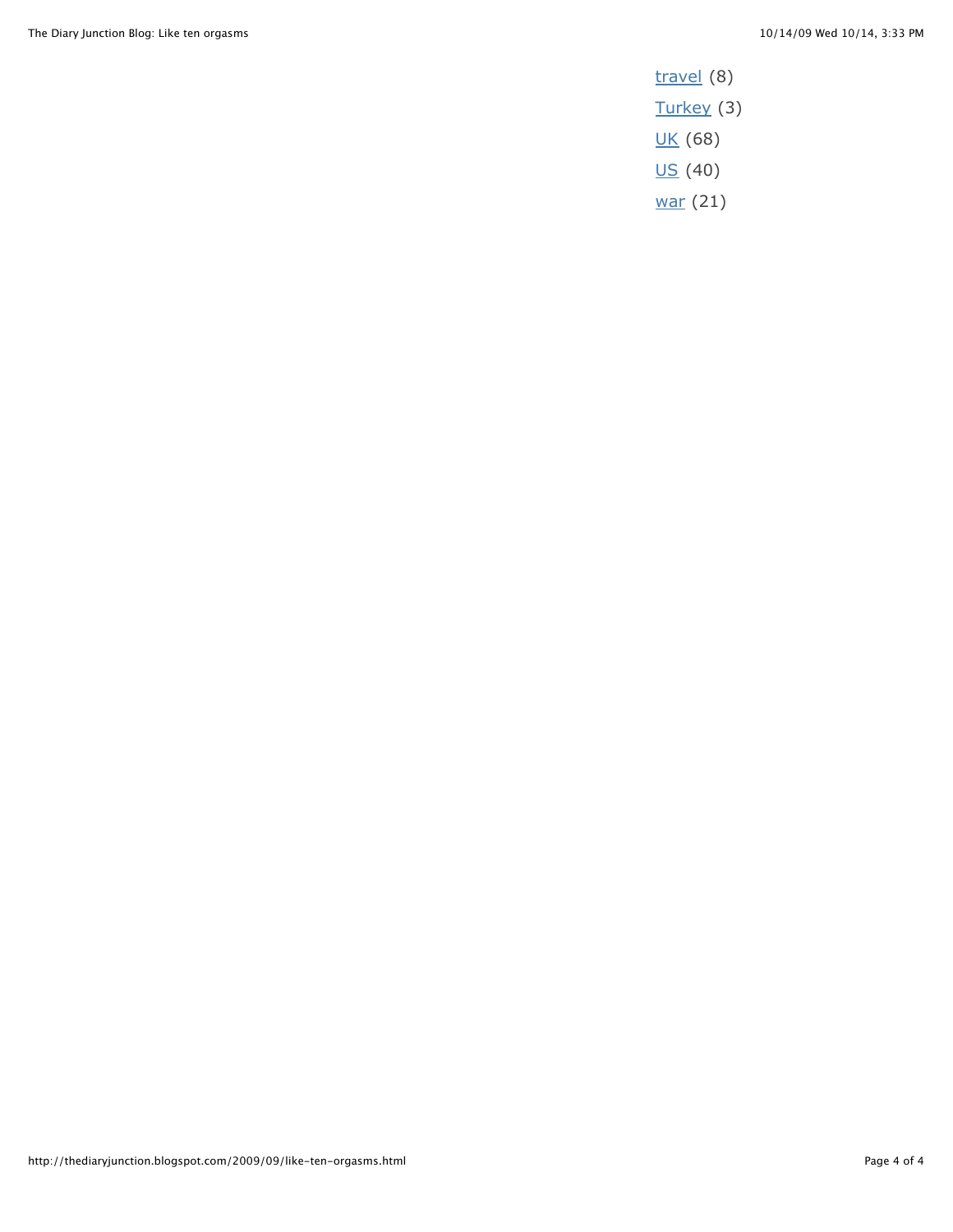- travel (8)
- Turkey (3)
- UK (68)
- US (40)
- war (21)